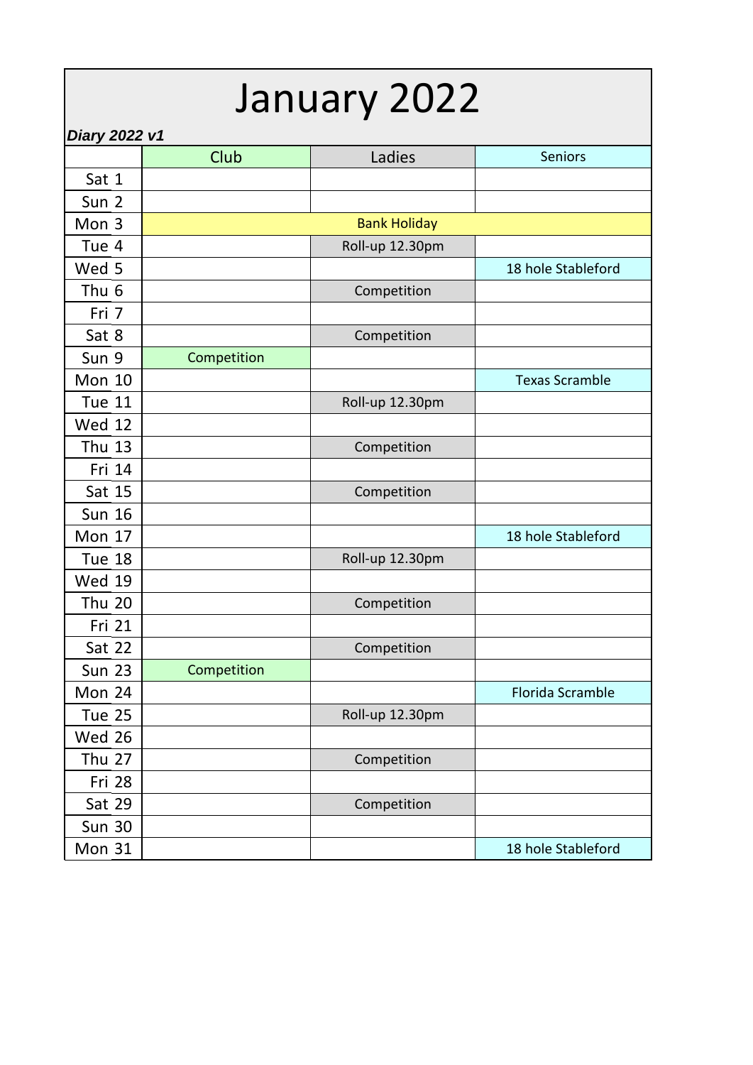# January 2022

***Diary 2022 v1***

| | Club | Ladies | Seniors |
|---|---|---|---|
| Sat 1 | | | |
| Sun 2 | | | |
| Mon 3 | Bank Holiday | | |
| Tue 4 | | Roll-up 12.30pm | |
| Wed 5 | | | 18 hole Stableford |
| Thu 6 | | Competition | |
| Fri 7 | | | |
| Sat 8 | | Competition | |
| Sun 9 | Competition | | |
| Mon 10 | | | Texas Scramble |
| Tue 11 | | Roll-up 12.30pm | |
| Wed 12 | | | |
| Thu 13 | | Competition | |
| Fri 14 | | | |
| Sat 15 | | Competition | |
| Sun 16 | | | |
| Mon 17 | | | 18 hole Stableford |
| Tue 18 | | Roll-up 12.30pm | |
| Wed 19 | | | |
| Thu 20 | | Competition | |
| Fri 21 | | | |
| Sat 22 | | Competition | |
| Sun 23 | Competition | | |
| Mon 24 | | | Florida Scramble |
| Tue 25 | | Roll-up 12.30pm | |
| Wed 26 | | | |
| Thu 27 | | Competition | |
| Fri 28 | | | |
| Sat 29 | | Competition | |
| Sun 30 | | | |
| Mon 31 | | | 18 hole Stableford |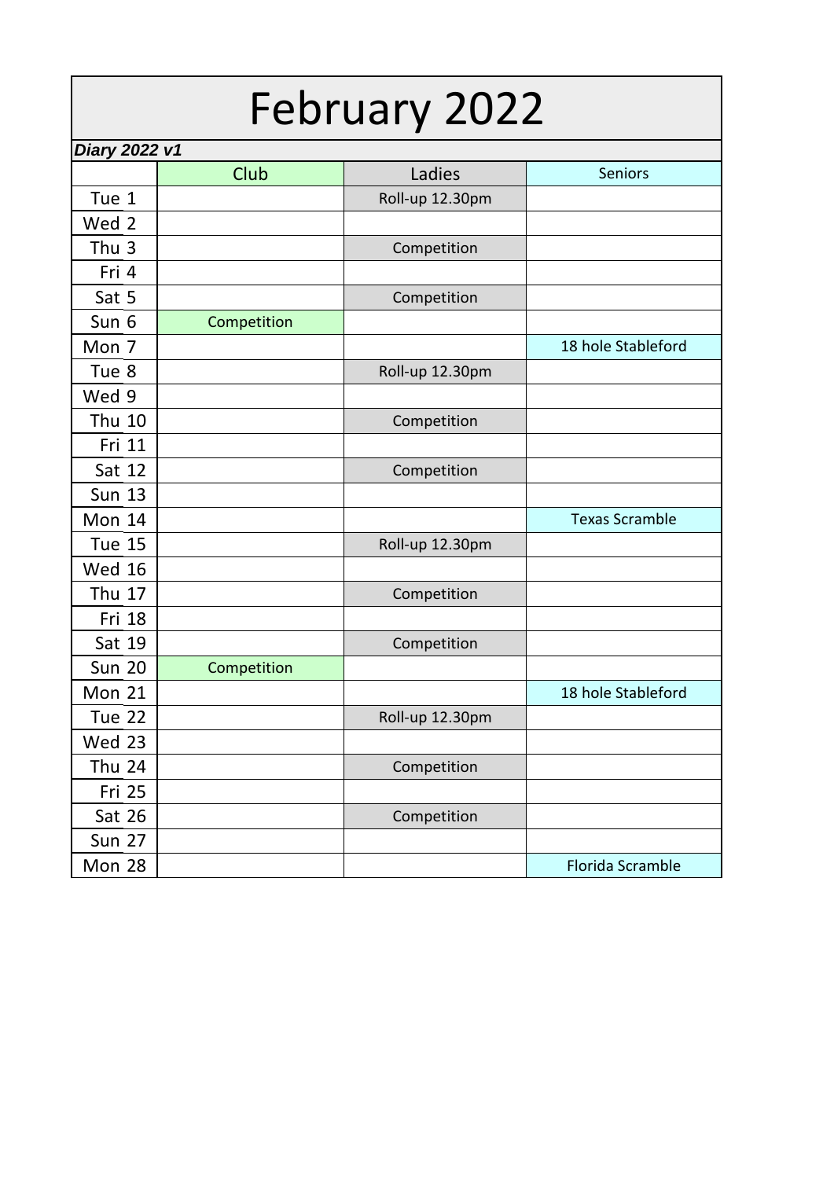# February 2022

***Diary 2022 v1***

| | Club | Ladies | Seniors |
|---|---|---|---|
| Tue 1 | | Roll-up 12.30pm | |
| Wed 2 | | | |
| Thu 3 | | Competition | |
| Fri 4 | | | |
| Sat 5 | | Competition | |
| Sun 6 | Competition | | |
| Mon 7 | | | 18 hole Stableford |
| Tue 8 | | Roll-up 12.30pm | |
| Wed 9 | | | |
| Thu 10 | | Competition | |
| Fri 11 | | | |
| Sat 12 | | Competition | |
| Sun 13 | | | |
| Mon 14 | | | Texas Scramble |
| Tue 15 | | Roll-up 12.30pm | |
| Wed 16 | | | |
| Thu 17 | | Competition | |
| Fri 18 | | | |
| Sat 19 | | Competition | |
| Sun 20 | Competition | | |
| Mon 21 | | | 18 hole Stableford |
| Tue 22 | | Roll-up 12.30pm | |
| Wed 23 | | | |
| Thu 24 | | Competition | |
| Fri 25 | | | |
| Sat 26 | | Competition | |
| Sun 27 | | | |
| Mon 28 | | | Florida Scramble |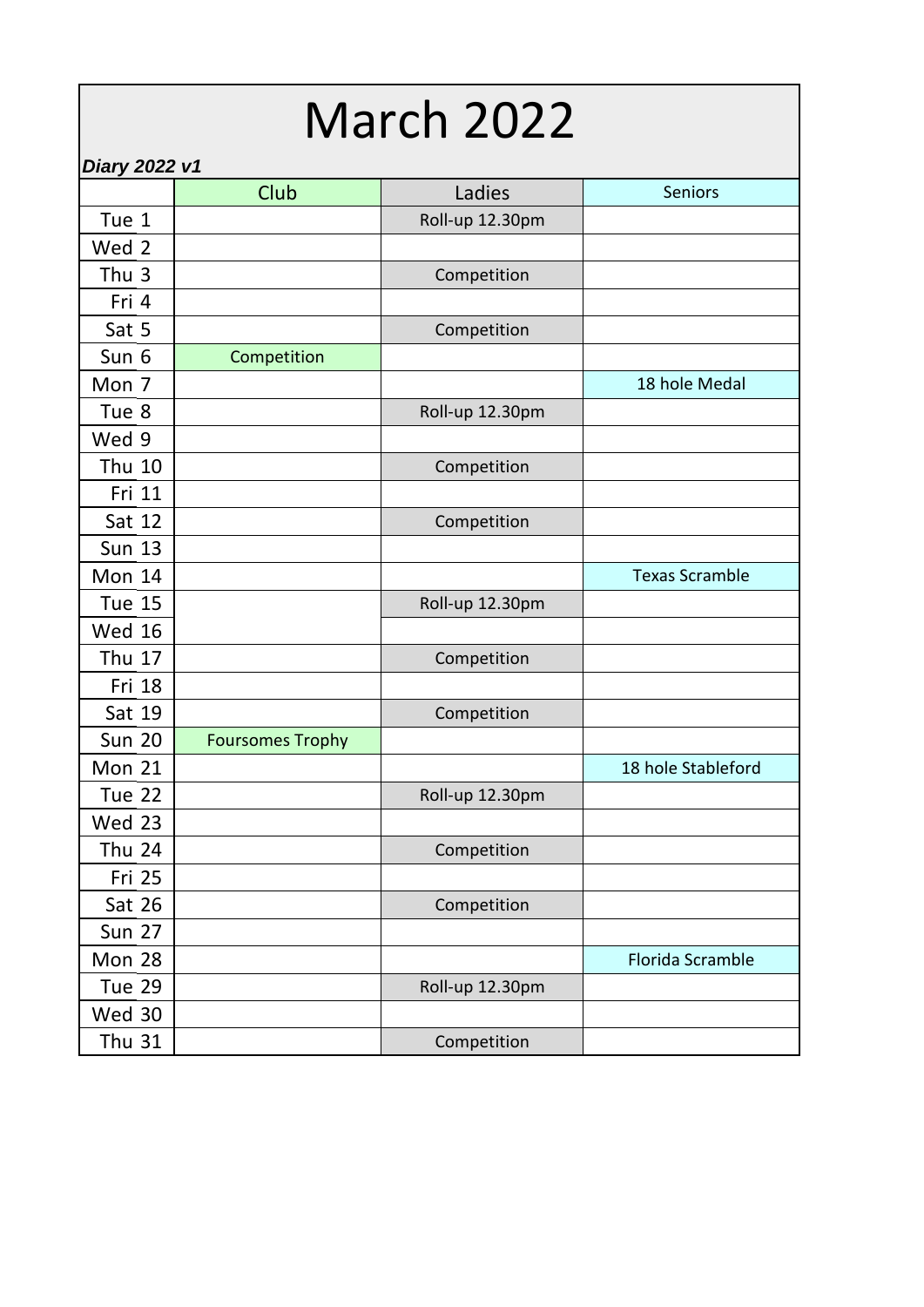# March 2022

***Diary 2022 v1***

| | Club | Ladies | Seniors |
|---|---|---|---|
| Tue 1 | | Roll-up 12.30pm | |
| Wed 2 | | | |
| Thu 3 | | Competition | |
| Fri 4 | | | |
| Sat 5 | | Competition | |
| Sun 6 | Competition | | |
| Mon 7 | | | 18 hole Medal |
| Tue 8 | | Roll-up 12.30pm | |
| Wed 9 | | | |
| Thu 10 | | Competition | |
| Fri 11 | | | |
| Sat 12 | | Competition | |
| Sun 13 | | | |
| Mon 14 | | | Texas Scramble |
| Tue 15 | | Roll-up 12.30pm | |
| Wed 16 | | | |
| Thu 17 | | Competition | |
| Fri 18 | | | |
| Sat 19 | | Competition | |
| Sun 20 | Foursomes Trophy | | |
| Mon 21 | | | 18 hole Stableford |
| Tue 22 | | Roll-up 12.30pm | |
| Wed 23 | | | |
| Thu 24 | | Competition | |
| Fri 25 | | | |
| Sat 26 | | Competition | |
| Sun 27 | | | |
| Mon 28 | | | Florida Scramble |
| Tue 29 | | Roll-up 12.30pm | |
| Wed 30 | | | |
| Thu 31 | | Competition | |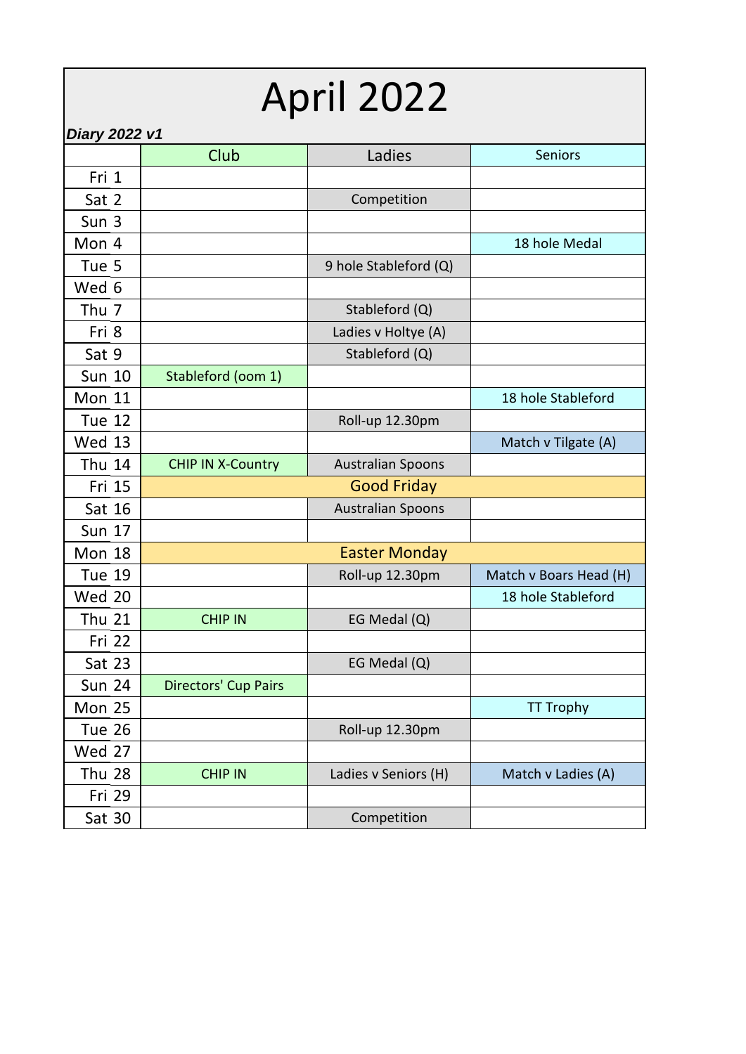# April 2022

***Diary 2022 v1***

| | Club | Ladies | Seniors |
|---|---|---|---|
| Fri 1 | | | |
| Sat 2 | | Competition | |
| Sun 3 | | | |
| Mon 4 | | | 18 hole Medal |
| Tue 5 | | 9 hole Stableford (Q) | |
| Wed 6 | | | |
| Thu 7 | | Stableford (Q) | |
| Fri 8 | | Ladies v Holtye (A) | |
| Sat 9 | | Stableford (Q) | |
| Sun 10 | Stableford (oom 1) | | |
| Mon 11 | | | 18 hole Stableford |
| Tue 12 | | Roll-up 12.30pm | |
| Wed 13 | | | Match v Tilgate (A) |
| Thu 14 | CHIP IN X-Country | Australian Spoons | |
| Fri 15 | Good Friday | | |
| Sat 16 | | Australian Spoons | |
| Sun 17 | | | |
| Mon 18 | Easter Monday | | |
| Tue 19 | | Roll-up 12.30pm | Match v Boars Head (H) |
| Wed 20 | | | 18 hole Stableford |
| Thu 21 | CHIP IN | EG Medal (Q) | |
| Fri 22 | | | |
| Sat 23 | | EG Medal (Q) | |
| Sun 24 | Directors' Cup Pairs | | |
| Mon 25 | | | TT Trophy |
| Tue 26 | | Roll-up 12.30pm | |
| Wed 27 | | | |
| Thu 28 | CHIP IN | Ladies v Seniors (H) | Match v Ladies (A) |
| Fri 29 | | | |
| Sat 30 | | Competition | |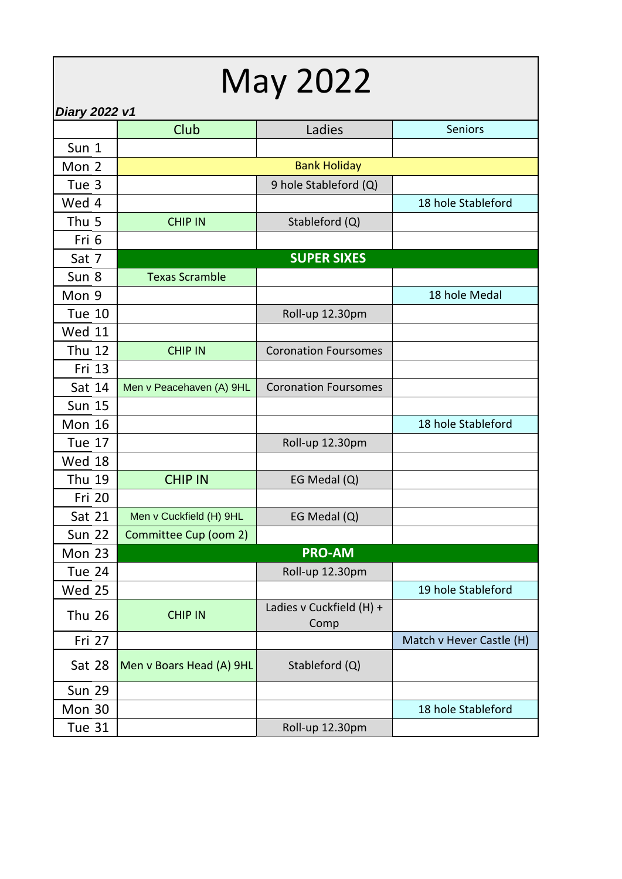# May 2022

***Diary 2022 v1***

| | Club | Ladies | Seniors |
|---|---|---|---|
| Sun 1 | | | |
| Mon 2 | Bank Holiday | | |
| Tue 3 | | 9 hole Stableford (Q) | |
| Wed 4 | | | 18 hole Stableford |
| Thu 5 | CHIP IN | Stableford (Q) | |
| Fri 6 | | | |
| Sat 7 | **SUPER SIXES** | | |
| Sun 8 | Texas Scramble | | |
| Mon 9 | | | 18 hole Medal |
| Tue 10 | | Roll-up 12.30pm | |
| Wed 11 | | | |
| Thu 12 | CHIP IN | Coronation Foursomes | |
| Fri 13 | | | |
| Sat 14 | Men v Peacehaven (A) 9HL | Coronation Foursomes | |
| Sun 15 | | | |
| Mon 16 | | | 18 hole Stableford |
| Tue 17 | | Roll-up 12.30pm | |
| Wed 18 | | | |
| Thu 19 | CHIP IN | EG Medal (Q) | |
| Fri 20 | | | |
| Sat 21 | Men v Cuckfield (H) 9HL | EG Medal (Q) | |
| Sun 22 | Committee Cup (oom 2) | | |
| Mon 23 | **PRO-AM** | | |
| Tue 24 | | Roll-up 12.30pm | |
| Wed 25 | | | 19 hole Stableford |
| Thu 26 | CHIP IN | Ladies v Cuckfield (H) + Comp | |
| Fri 27 | | | Match v Hever Castle (H) |
| Sat 28 | Men v Boars Head (A) 9HL | Stableford (Q) | |
| Sun 29 | | | |
| Mon 30 | | | 18 hole Stableford |
| Tue 31 | | Roll-up 12.30pm | |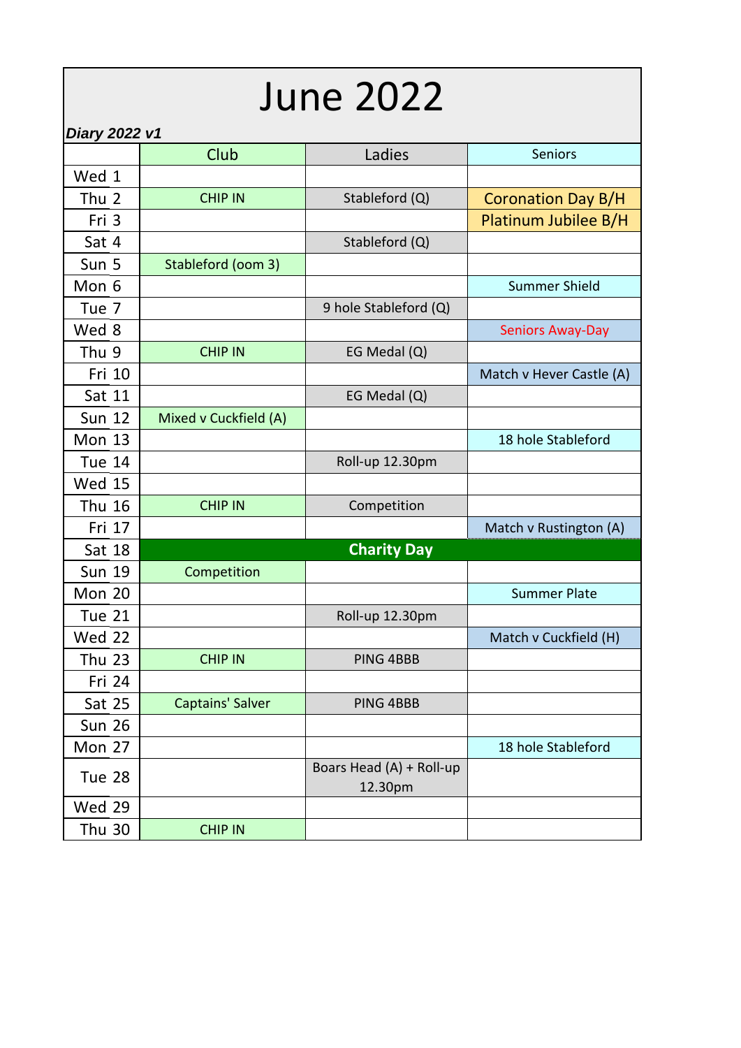# June 2022

***Diary 2022 v1***

| | Club | Ladies | Seniors |
|---|---|---|---|
| Wed 1 | | | |
| Thu 2 | CHIP IN | Stableford (Q) | Coronation Day B/H |
| Fri 3 | | | Platinum Jubilee B/H |
| Sat 4 | | Stableford (Q) | |
| Sun 5 | Stableford (oom 3) | | |
| Mon 6 | | | Summer Shield |
| Tue 7 | | 9 hole Stableford (Q) | |
| Wed 8 | | | Seniors Away-Day |
| Thu 9 | CHIP IN | EG Medal (Q) | |
| Fri 10 | | | Match v Hever Castle (A) |
| Sat 11 | | EG Medal (Q) | |
| Sun 12 | Mixed v Cuckfield (A) | | |
| Mon 13 | | | 18 hole Stableford |
| Tue 14 | | Roll-up 12.30pm | |
| Wed 15 | | | |
| Thu 16 | CHIP IN | Competition | |
| Fri 17 | | | Match v Rustington (A) |
| Sat 18 | **Charity Day** | | |
| Sun 19 | Competition | | |
| Mon 20 | | | Summer Plate |
| Tue 21 | | Roll-up 12.30pm | |
| Wed 22 | | | Match v Cuckfield (H) |
| Thu 23 | CHIP IN | PING 4BBB | |
| Fri 24 | | | |
| Sat 25 | Captains' Salver | PING 4BBB | |
| Sun 26 | | | |
| Mon 27 | | | 18 hole Stableford |
| Tue 28 | | Boars Head (A) + Roll-up 12.30pm | |
| Wed 29 | | | |
| Thu 30 | CHIP IN | | |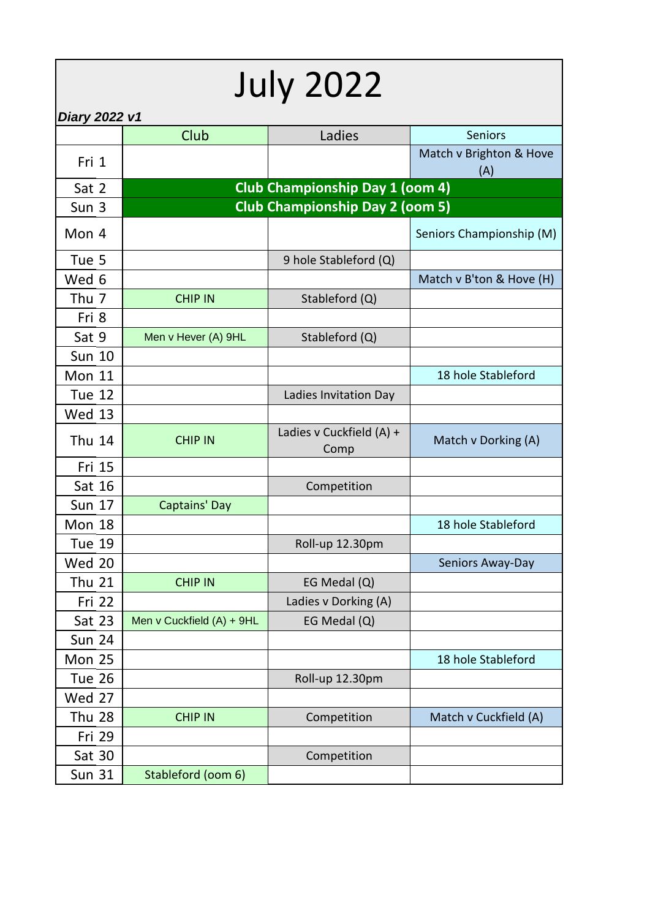# July 2022

***Diary 2022 v1***

| | Club | Ladies | Seniors |
|---|---|---|---|
| Fri 1 | | | Match v Brighton & Hove (A) |
| Sat 2 | **Club Championship Day 1 (oom 4)** | | |
| Sun 3 | **Club Championship Day 2 (oom 5)** | | |
| Mon 4 | | | Seniors Championship (M) |
| Tue 5 | | 9 hole Stableford (Q) | |
| Wed 6 | | | Match v B'ton & Hove (H) |
| Thu 7 | CHIP IN | Stableford (Q) | |
| Fri 8 | | | |
| Sat 9 | Men v Hever (A) 9HL | Stableford (Q) | |
| Sun 10 | | | |
| Mon 11 | | | 18 hole Stableford |
| Tue 12 | | Ladies Invitation Day | |
| Wed 13 | | | |
| Thu 14 | CHIP IN | Ladies v Cuckfield (A) + Comp | Match v Dorking (A) |
| Fri 15 | | | |
| Sat 16 | | Competition | |
| Sun 17 | Captains' Day | | |
| Mon 18 | | | 18 hole Stableford |
| Tue 19 | | Roll-up 12.30pm | |
| Wed 20 | | | Seniors Away-Day |
| Thu 21 | CHIP IN | EG Medal (Q) | |
| Fri 22 | | Ladies v Dorking (A) | |
| Sat 23 | Men v Cuckfield (A) + 9HL | EG Medal (Q) | |
| Sun 24 | | | |
| Mon 25 | | | 18 hole Stableford |
| Tue 26 | | Roll-up 12.30pm | |
| Wed 27 | | | |
| Thu 28 | CHIP IN | Competition | Match v Cuckfield (A) |
| Fri 29 | | | |
| Sat 30 | | Competition | |
| Sun 31 | Stableford (oom 6) | | |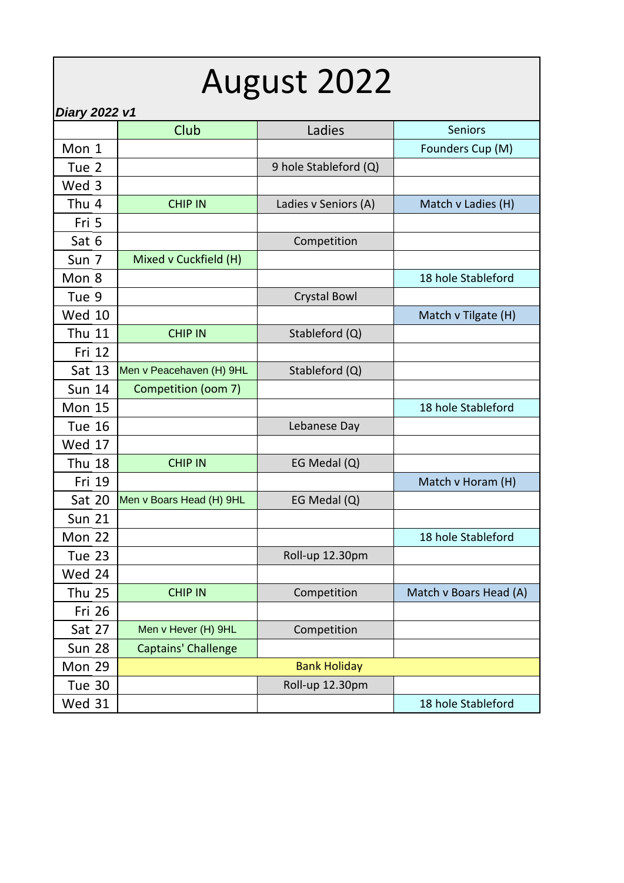# August 2022

***Diary 2022 v1***

| | Club | Ladies | Seniors |
|---|---|---|---|
| Mon 1 | | | Founders Cup (M) |
| Tue 2 | | 9 hole Stableford (Q) | |
| Wed 3 | | | |
| Thu 4 | CHIP IN | Ladies v Seniors (A) | Match v Ladies (H) |
| Fri 5 | | | |
| Sat 6 | | Competition | |
| Sun 7 | Mixed v Cuckfield (H) | | |
| Mon 8 | | | 18 hole Stableford |
| Tue 9 | | Crystal Bowl | |
| Wed 10 | | | Match v Tilgate (H) |
| Thu 11 | CHIP IN | Stableford (Q) | |
| Fri 12 | | | |
| Sat 13 | Men v Peacehaven (H) 9HL | Stableford (Q) | |
| Sun 14 | Competition (oom 7) | | |
| Mon 15 | | | 18 hole Stableford |
| Tue 16 | | Lebanese Day | |
| Wed 17 | | | |
| Thu 18 | CHIP IN | EG Medal (Q) | |
| Fri 19 | | | Match v Horam (H) |
| Sat 20 | Men v Boars Head (H) 9HL | EG Medal (Q) | |
| Sun 21 | | | |
| Mon 22 | | | 18 hole Stableford |
| Tue 23 | | Roll-up 12.30pm | |
| Wed 24 | | | |
| Thu 25 | CHIP IN | Competition | Match v Boars Head (A) |
| Fri 26 | | | |
| Sat 27 | Men v Hever (H) 9HL | Competition | |
| Sun 28 | Captains' Challenge | | |
| Mon 29 | Bank Holiday | | |
| Tue 30 | | Roll-up 12.30pm | |
| Wed 31 | | | 18 hole Stableford |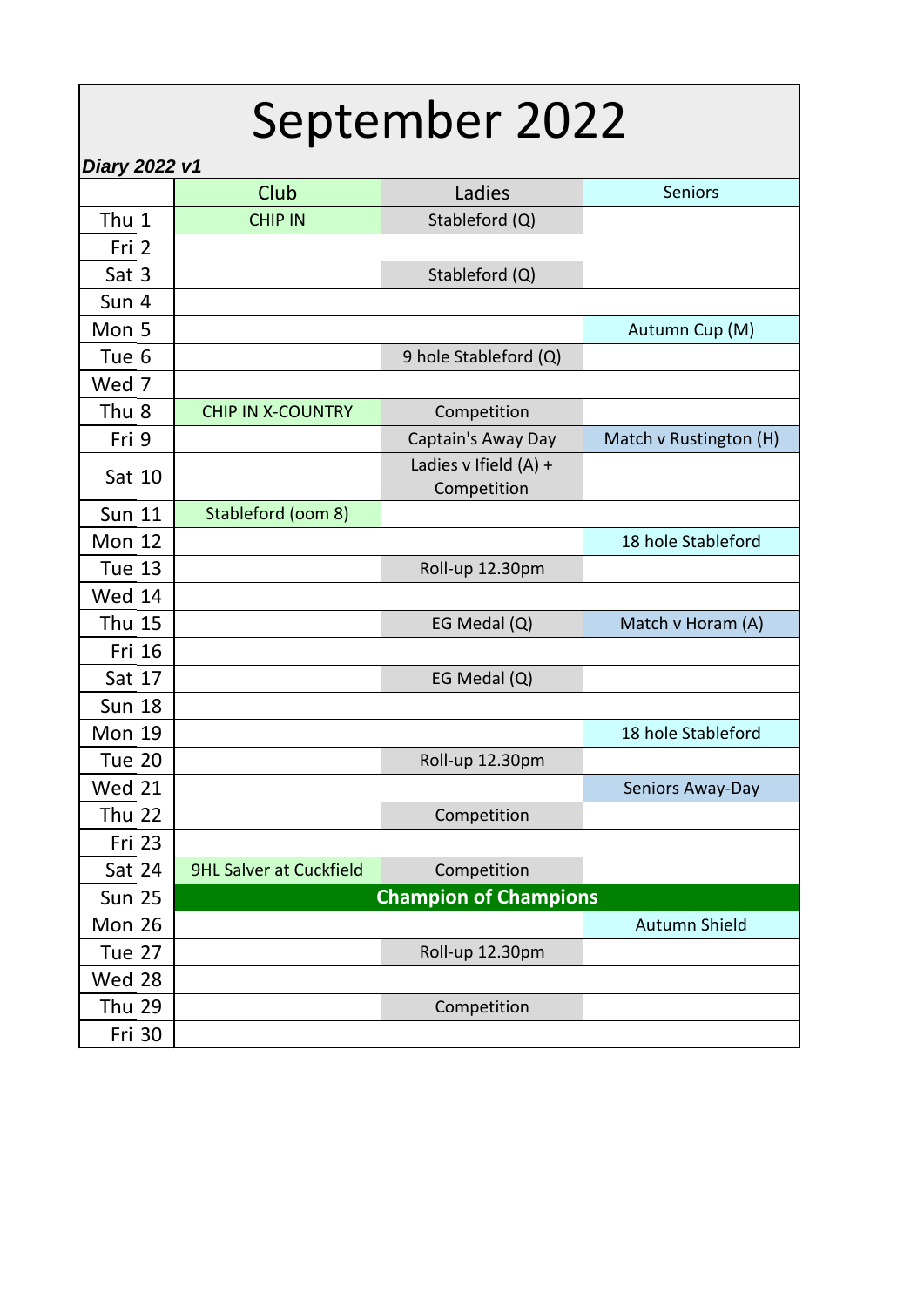# September 2022

***Diary 2022 v1***

| | Club | Ladies | Seniors |
|---|---|---|---|
| Thu 1 | CHIP IN | Stableford (Q) | |
| Fri 2 | | | |
| Sat 3 | | Stableford (Q) | |
| Sun 4 | | | |
| Mon 5 | | | Autumn Cup (M) |
| Tue 6 | | 9 hole Stableford (Q) | |
| Wed 7 | | | |
| Thu 8 | CHIP IN X-COUNTRY | Competition | |
| Fri 9 | | Captain's Away Day | Match v Rustington (H) |
| Sat 10 | | Ladies v Ifield (A) + Competition | |
| Sun 11 | Stableford (oom 8) | | |
| Mon 12 | | | 18 hole Stableford |
| Tue 13 | | Roll-up 12.30pm | |
| Wed 14 | | | |
| Thu 15 | | EG Medal (Q) | Match v Horam (A) |
| Fri 16 | | | |
| Sat 17 | | EG Medal (Q) | |
| Sun 18 | | | |
| Mon 19 | | | 18 hole Stableford |
| Tue 20 | | Roll-up 12.30pm | |
| Wed 21 | | | Seniors Away-Day |
| Thu 22 | | Competition | |
| Fri 23 | | | |
| Sat 24 | 9HL Salver at Cuckfield | Competition | |
| Sun 25 | **Champion of Champions** | | |
| Mon 26 | | | Autumn Shield |
| Tue 27 | | Roll-up 12.30pm | |
| Wed 28 | | | |
| Thu 29 | | Competition | |
| Fri 30 | | | |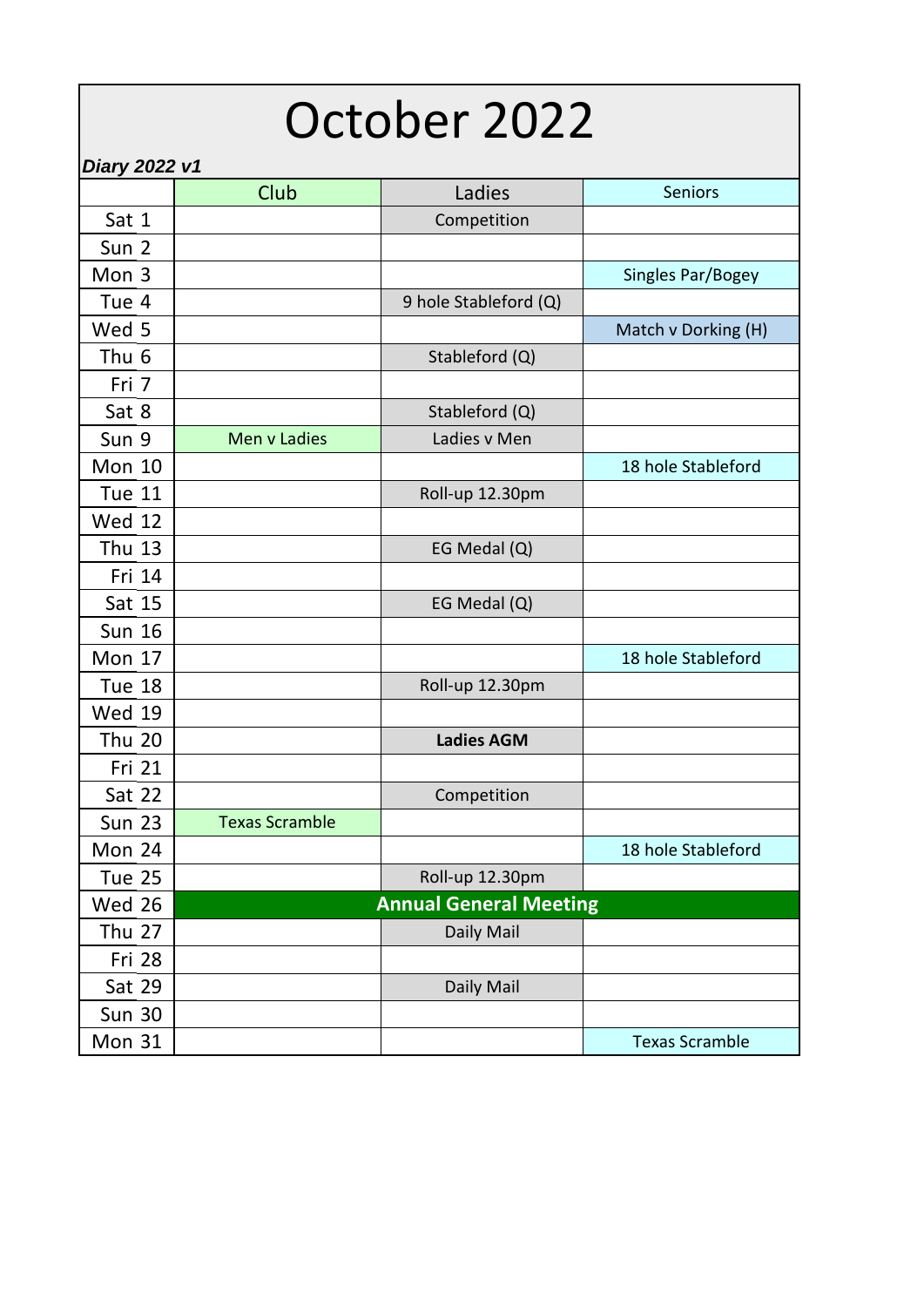# October 2022

***Diary 2022 v1***

| | Club | Ladies | Seniors |
|---|---|---|---|
| Sat 1 | | Competition | |
| Sun 2 | | | |
| Mon 3 | | | Singles Par/Bogey |
| Tue 4 | | 9 hole Stableford (Q) | |
| Wed 5 | | | Match v Dorking (H) |
| Thu 6 | | Stableford (Q) | |
| Fri 7 | | | |
| Sat 8 | | Stableford (Q) | |
| Sun 9 | Men v Ladies | Ladies v Men | |
| Mon 10 | | | 18 hole Stableford |
| Tue 11 | | Roll-up 12.30pm | |
| Wed 12 | | | |
| Thu 13 | | EG Medal (Q) | |
| Fri 14 | | | |
| Sat 15 | | EG Medal (Q) | |
| Sun 16 | | | |
| Mon 17 | | | 18 hole Stableford |
| Tue 18 | | Roll-up 12.30pm | |
| Wed 19 | | | |
| Thu 20 | | **Ladies AGM** | |
| Fri 21 | | | |
| Sat 22 | | Competition | |
| Sun 23 | Texas Scramble | | |
| Mon 24 | | | 18 hole Stableford |
| Tue 25 | | Roll-up 12.30pm | |
| Wed 26 | **Annual General Meeting** | | |
| Thu 27 | | Daily Mail | |
| Fri 28 | | | |
| Sat 29 | | Daily Mail | |
| Sun 30 | | | |
| Mon 31 | | | Texas Scramble |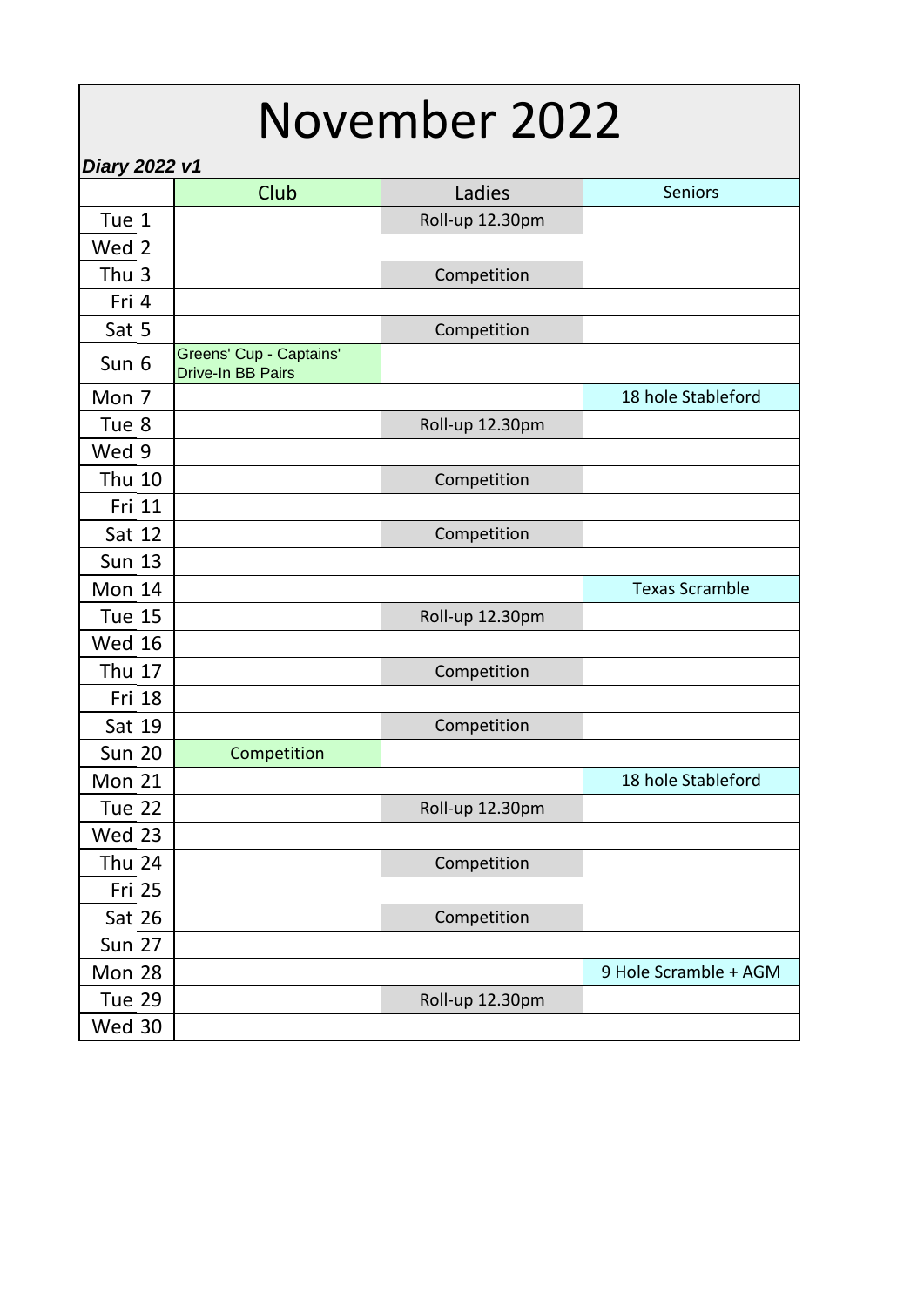# November 2022

***Diary 2022 v1***

| | Club | Ladies | Seniors |
|---|---|---|---|
| Tue 1 | | Roll-up 12.30pm | |
| Wed 2 | | | |
| Thu 3 | | Competition | |
| Fri 4 | | | |
| Sat 5 | | Competition | |
| Sun 6 | Greens' Cup - Captains' Drive-In BB Pairs | | |
| Mon 7 | | | 18 hole Stableford |
| Tue 8 | | Roll-up 12.30pm | |
| Wed 9 | | | |
| Thu 10 | | Competition | |
| Fri 11 | | | |
| Sat 12 | | Competition | |
| Sun 13 | | | |
| Mon 14 | | | Texas Scramble |
| Tue 15 | | Roll-up 12.30pm | |
| Wed 16 | | | |
| Thu 17 | | Competition | |
| Fri 18 | | | |
| Sat 19 | | Competition | |
| Sun 20 | Competition | | |
| Mon 21 | | | 18 hole Stableford |
| Tue 22 | | Roll-up 12.30pm | |
| Wed 23 | | | |
| Thu 24 | | Competition | |
| Fri 25 | | | |
| Sat 26 | | Competition | |
| Sun 27 | | | |
| Mon 28 | | | 9 Hole Scramble + AGM |
| Tue 29 | | Roll-up 12.30pm | |
| Wed 30 | | | |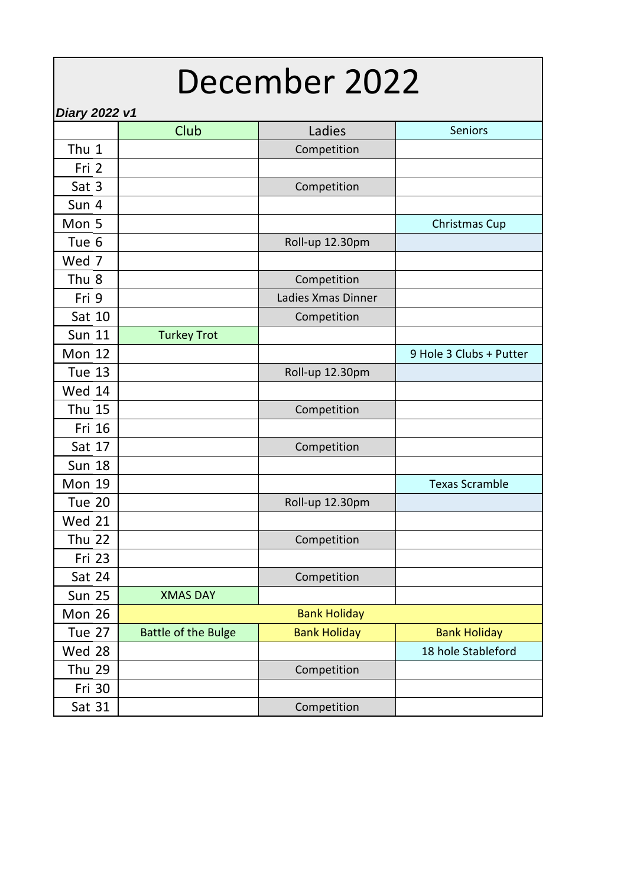# December 2022

***Diary 2022 v1***

| | Club | Ladies | Seniors |
|---|---|---|---|
| Thu 1 | | Competition | |
| Fri 2 | | | |
| Sat 3 | | Competition | |
| Sun 4 | | | |
| Mon 5 | | | Christmas Cup |
| Tue 6 | | Roll-up 12.30pm | |
| Wed 7 | | | |
| Thu 8 | | Competition | |
| Fri 9 | | Ladies Xmas Dinner | |
| Sat 10 | | Competition | |
| Sun 11 | Turkey Trot | | |
| Mon 12 | | | 9 Hole 3 Clubs + Putter |
| Tue 13 | | Roll-up 12.30pm | |
| Wed 14 | | | |
| Thu 15 | | Competition | |
| Fri 16 | | | |
| Sat 17 | | Competition | |
| Sun 18 | | | |
| Mon 19 | | | Texas Scramble |
| Tue 20 | | Roll-up 12.30pm | |
| Wed 21 | | | |
| Thu 22 | | Competition | |
| Fri 23 | | | |
| Sat 24 | | Competition | |
| Sun 25 | XMAS DAY | | |
| Mon 26 | Bank Holiday | | |
| Tue 27 | Battle of the Bulge | Bank Holiday | Bank Holiday |
| Wed 28 | | | 18 hole Stableford |
| Thu 29 | | Competition | |
| Fri 30 | | | |
| Sat 31 | | Competition | |